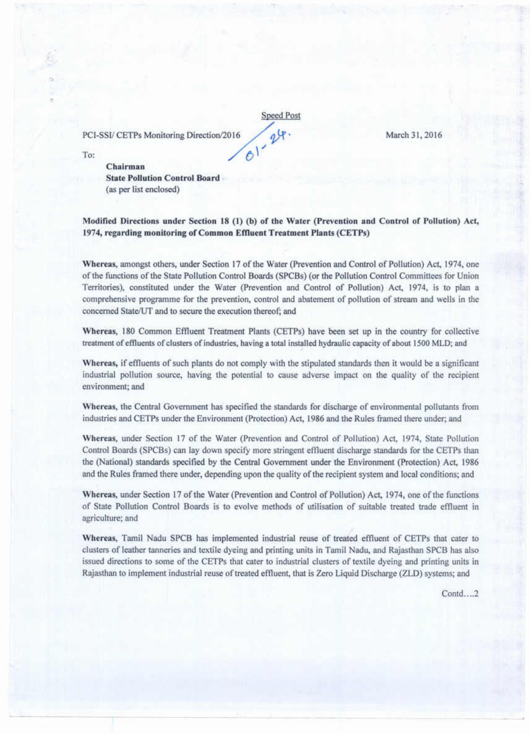Speed Post

PCI-SSI/ CETPs Monitoring Direction/2016 01-24.

March 31, 2016

To:

**Chairman**
**State Pollution Control Board**
(as per list enclosed)

**Modified Directions under Section 18 (1) (b) of the Water (Prevention and Control of Pollution) Act, 1974, regarding monitoring of Common Effluent Treatment Plants (CETPs)**

**Whereas,** amongst others, under Section 17 of the Water (Prevention and Control of Pollution) Act, 1974, one of the functions of the State Pollution Control Boards (SPCBs) (or the Pollution Control Committees for Union Territories), constituted under the Water (Prevention and Control of Pollution) Act, 1974, is to plan a comprehensive programme for the prevention, control and abatement of pollution of stream and wells in the concerned State/UT and to secure the execution thereof; and

**Whereas,** 180 Common Effluent Treatment Plants (CETPs) have been set up in the country for collective treatment of effluents of clusters of industries, having a total installed hydraulic capacity of about 1500 MLD; and

**Whereas,** if effluents of such plants do not comply with the stipulated standards then it would be a significant industrial pollution source, having the potential to cause adverse impact on the quality of the recipient environment; and

**Whereas,** the Central Government has specified the standards for discharge of environmental pollutants from industries and CETPs under the Environment (Protection) Act, 1986 and the Rules framed there under; and

**Whereas,** under Section 17 of the Water (Prevention and Control of Pollution) Act, 1974, State Pollution Control Boards (SPCBs) can lay down specify more stringent effluent discharge standards for the CETPs than the (National) standards specified by the Central Government under the Environment (Protection) Act, 1986 and the Rules framed there under, depending upon the quality of the recipient system and local conditions; and

**Whereas,** under Section 17 of the Water (Prevention and Control of Pollution) Act, 1974, one of the functions of State Pollution Control Boards is to evolve methods of utilisation of suitable treated trade effluent in agriculture; and

**Whereas,** Tamil Nadu SPCB has implemented industrial reuse of treated effluent of CETPs that cater to clusters of leather tanneries and textile dyeing and printing units in Tamil Nadu, and Rajasthan SPCB has also issued directions to some of the CETPs that cater to industrial clusters of textile dyeing and printing units in Rajasthan to implement industrial reuse of treated effluent, that is Zero Liquid Discharge (ZLD) systems; and

Contd….2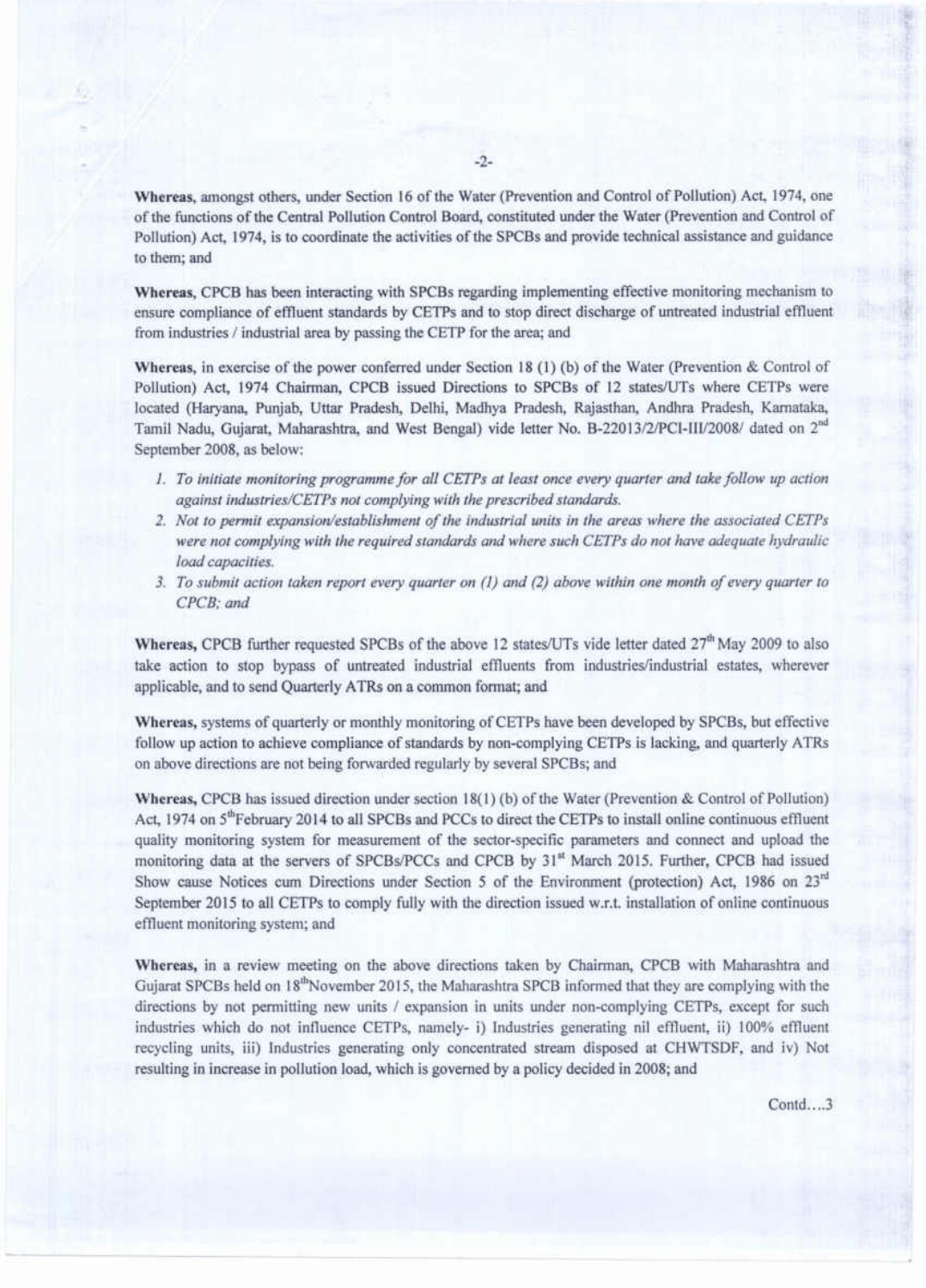**Whereas,** amongst others, under Section 16 of the Water (Prevention and Control of Pollution) Act, 1974, one of the functions of the Central Pollution Control Board, constituted under the Water (Prevention and Control of Pollution) Act, 1974, is to coordinate the activities of the SPCBs and provide technical assistance and guidance to them; and

**Whereas,** CPCB has been interacting with SPCBs regarding implementing effective monitoring mechanism to ensure compliance of effluent standards by CETPs and to stop direct discharge of untreated industrial effluent from industries / industrial area by passing the CETP for the area; and

**Whereas,** in exercise of the power conferred under Section 18 (1) (b) of the Water (Prevention & Control of Pollution) Act, 1974 Chairman, CPCB issued Directions to SPCBs of 12 states/UTs where CETPs were located (Haryana, Punjab, Uttar Pradesh, Delhi, Madhya Pradesh, Rajasthan, Andhra Pradesh, Karnataka, Tamil Nadu, Gujarat, Maharashtra, and West Bengal) vide letter No. B-22013/2/PCI-III/2008/ dated on 2nd September 2008, as below:

1. *To initiate monitoring programme for all CETPs at least once every quarter and take follow up action against industries/CETPs not complying with the prescribed standards.*
2. *Not to permit expansion/establishment of the industrial units in the areas where the associated CETPs were not complying with the required standards and where such CETPs do not have adequate hydraulic load capacities.*
3. *To submit action taken report every quarter on (1) and (2) above within one month of every quarter to CPCB; and*

**Whereas,** CPCB further requested SPCBs of the above 12 states/UTs vide letter dated 27th May 2009 to also take action to stop bypass of untreated industrial effluents from industries/industrial estates, wherever applicable, and to send Quarterly ATRs on a common format; and

**Whereas,** systems of quarterly or monthly monitoring of CETPs have been developed by SPCBs, but effective follow up action to achieve compliance of standards by non-complying CETPs is lacking, and quarterly ATRs on above directions are not being forwarded regularly by several SPCBs; and

**Whereas,** CPCB has issued direction under section 18(1) (b) of the Water (Prevention & Control of Pollution) Act, 1974 on 5th February 2014 to all SPCBs and PCCs to direct the CETPs to install online continuous effluent quality monitoring system for measurement of the sector-specific parameters and connect and upload the monitoring data at the servers of SPCBs/PCCs and CPCB by 31st March 2015. Further, CPCB had issued Show cause Notices cum Directions under Section 5 of the Environment (protection) Act, 1986 on 23rd September 2015 to all CETPs to comply fully with the direction issued w.r.t. installation of online continuous effluent monitoring system; and

**Whereas,** in a review meeting on the above directions taken by Chairman, CPCB with Maharashtra and Gujarat SPCBs held on 18th November 2015, the Maharashtra SPCB informed that they are complying with the directions by not permitting new units / expansion in units under non-complying CETPs, except for such industries which do not influence CETPs, namely- i) Industries generating nil effluent, ii) 100% effluent recycling units, iii) Industries generating only concentrated stream disposed at CHWTSDF, and iv) Not resulting in increase in pollution load, which is governed by a policy decided in 2008; and

Contd....3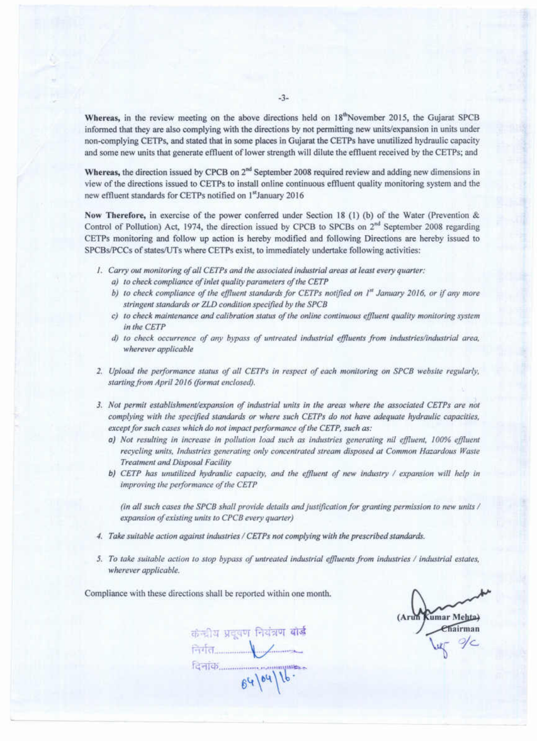**Whereas,** in the review meeting on the above directions held on 18th November 2015, the Gujarat SPCB informed that they are also complying with the directions by not permitting new units/expansion in units under non-complying CETPs, and stated that in some places in Gujarat the CETPs have unutilized hydraulic capacity and some new units that generate effluent of lower strength will dilute the effluent received by the CETPs; and

**Whereas,** the direction issued by CPCB on 2nd September 2008 required review and adding new dimensions in view of the directions issued to CETPs to install online continuous effluent quality monitoring system and the new effluent standards for CETPs notified on 1st January 2016

**Now Therefore,** in exercise of the power conferred under Section 18 (1) (b) of the Water (Prevention & Control of Pollution) Act, 1974, the direction issued by CPCB to SPCBs on 2nd September 2008 regarding CETPs monitoring and follow up action is hereby modified and following Directions are hereby issued to SPCBs/PCCs of states/UTs where CETPs exist, to immediately undertake following activities:

1. *Carry out monitoring of all CETPs and the associated industrial areas at least every quarter:*
   a) *to check compliance of inlet quality parameters of the CETP*
   b) *to check compliance of the effluent standards for CETPs notified on 1st January 2016, or if any more stringent standards or ZLD condition specified by the SPCB*
   c) *to check maintenance and calibration status of the online continuous effluent quality monitoring system in the CETP*
   d) *to check occurrence of any bypass of untreated industrial effluents from industries/industrial area, wherever applicable*

2. *Upload the performance status of all CETPs in respect of each monitoring on SPCB website regularly, starting from April 2016 (format enclosed).*

3. *Not permit establishment/expansion of industrial units in the areas where the associated CETPs are not complying with the specified standards or where such CETPs do not have adequate hydraulic capacities, except for such cases which do not impact performance of the CETP, such as:*
   a) *Not resulting in increase in pollution load such as industries generating nil effluent, 100% effluent recycling units, Industries generating only concentrated stream disposed at Common Hazardous Waste Treatment and Disposal Facility*
   b) *CETP has unutilized hydraulic capacity, and the effluent of new industry / expansion will help in improving the performance of the CETP*

   *(in all such cases the SPCB shall provide details and justification for granting permission to new units / expansion of existing units to CPCB every quarter)*

4. *Take suitable action against industries / CETPs not complying with the prescribed standards.*

5. *To take suitable action to stop bypass of untreated industrial effluents from industries / industrial estates, wherever applicable.*

Compliance with these directions shall be reported within one month.

(Arun Kumar Mehta)
Chairman

केन्द्रीय प्रदूषण नियंत्रण बोर्ड
निर्गत.............
दिनांक............ 04/04/16.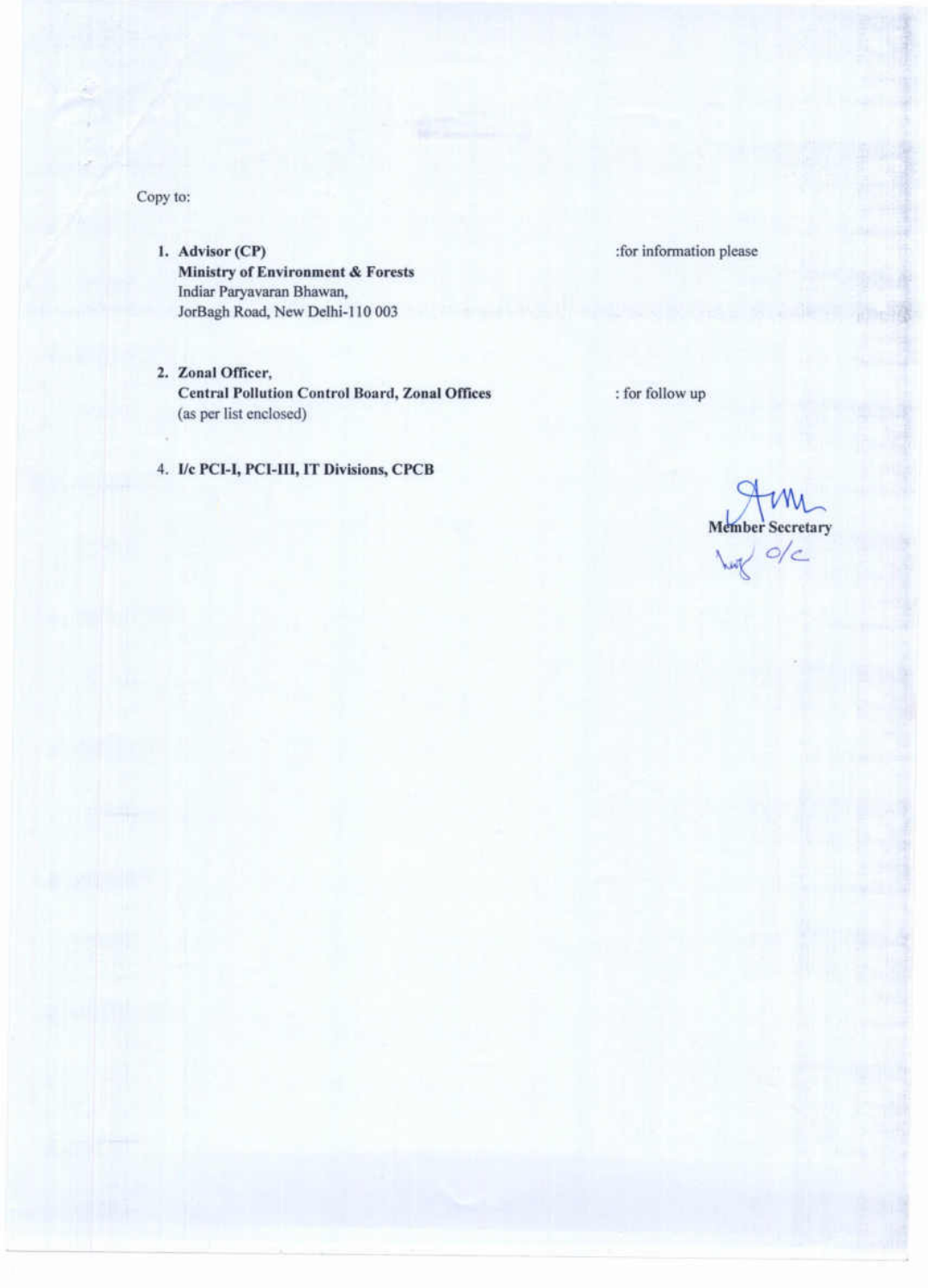Copy to:

1. **Advisor (CP)**
   **Ministry of Environment & Forests**
   Indiar Paryavaran Bhawan,
   JorBagh Road, New Delhi-110 003

   :for information please

2. **Zonal Officer,**
   **Central Pollution Control Board, Zonal Offices**
   (as per list enclosed)

   : for follow up

4. **I/c PCI-I, PCI-III, IT Divisions, CPCB**

**Member Secretary**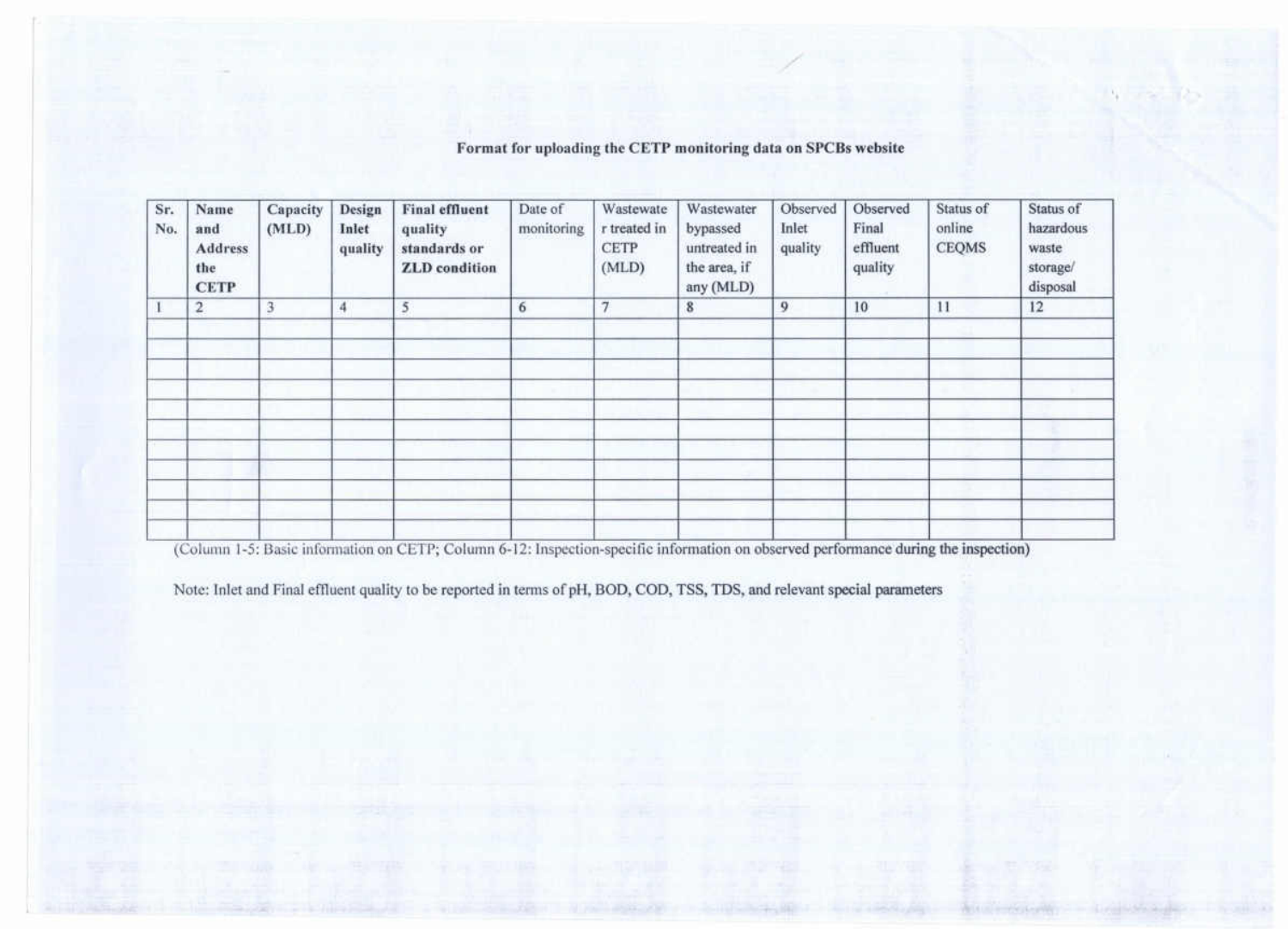**Format for uploading the CETP monitoring data on SPCBs website**

| Sr. No. | Name and Address the CETP | Capacity (MLD) | Design Inlet quality | Final effluent quality standards or ZLD condition | Date of monitoring | Wastewater treated in CETP (MLD) | Wastewater bypassed untreated in the area, if any (MLD) | Observed Inlet quality | Observed Final effluent quality | Status of online CEQMS | Status of hazardous waste storage/ disposal |
|---|---|---|---|---|---|---|---|---|---|---|---|
| 1 | 2 | 3 | 4 | 5 | 6 | 7 | 8 | 9 | 10 | 11 | 12 |
| | | | | | | | | | | | |
| | | | | | | | | | | | |
| | | | | | | | | | | | |
| | | | | | | | | | | | |
| | | | | | | | | | | | |
| | | | | | | | | | | | |
| | | | | | | | | | | | |
| | | | | | | | | | | | |
| | | | | | | | | | | | |
| | | | | | | | | | | | |
| | | | | | | | | | | | |

(Column 1-5: Basic information on CETP; Column 6-12: Inspection-specific information on observed performance during the inspection)

Note: Inlet and Final effluent quality to be reported in terms of pH, BOD, COD, TSS, TDS, and relevant special parameters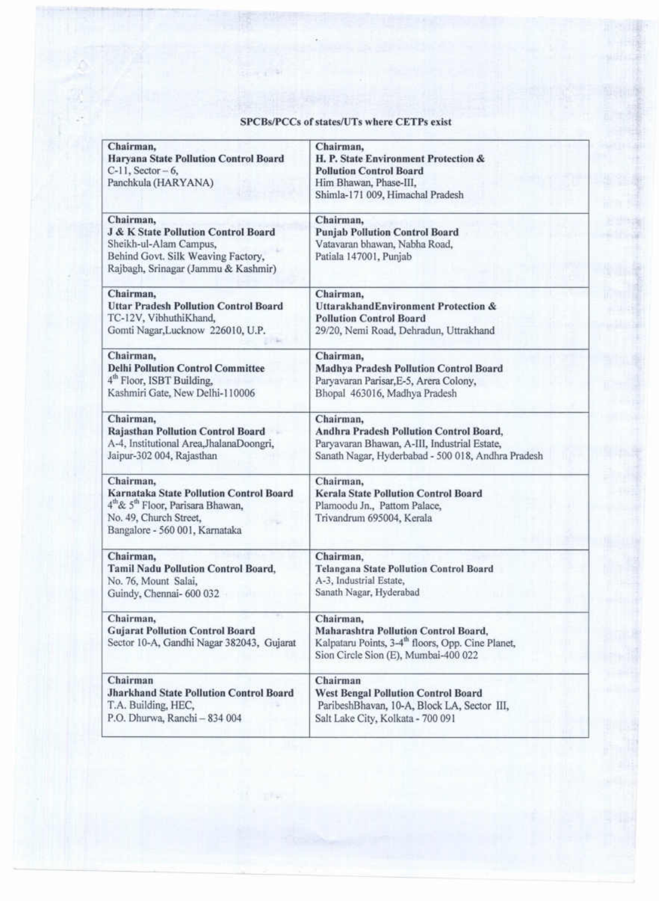**SPCBs/PCCs of states/UTs where CETPs exist**

| | |
|---|---|
| Chairman,<br>**Haryana State Pollution Control Board**<br>C-11, Sector – 6,<br>Panchkula (HARYANA) | Chairman,<br>**H. P. State Environment Protection & Pollution Control Board**<br>Him Bhawan, Phase-III,<br>Shimla-171 009, Himachal Pradesh |
| Chairman,<br>**J & K State Pollution Control Board**<br>Sheikh-ul-Alam Campus,<br>Behind Govt. Silk Weaving Factory,<br>Rajbagh, Srinagar (Jammu & Kashmir) | Chairman,<br>**Punjab Pollution Control Board**<br>Vatavaran bhawan, Nabha Road,<br>Patiala 147001, Punjab |
| Chairman,<br>**Uttar Pradesh Pollution Control Board**<br>TC-12V, VibhuthiKhand,<br>Gomti Nagar,Lucknow 226010, U.P. | Chairman,<br>**UttarakhandEnvironment Protection & Pollution Control Board**<br>29/20, Nemi Road, Dehradun, Uttrakhand |
| Chairman,<br>**Delhi Pollution Control Committee**<br>4th Floor, ISBT Building,<br>Kashmiri Gate, New Delhi-110006 | Chairman,<br>**Madhya Pradesh Pollution Control Board**<br>Paryavaran Parisar,E-5, Arera Colony,<br>Bhopal 463016, Madhya Pradesh |
| Chairman,<br>**Rajasthan Pollution Control Board**<br>A-4, Institutional Area,JhalanaDoongri,<br>Jaipur-302 004, Rajasthan | Chairman,<br>**Andhra Pradesh Pollution Control Board,**<br>Paryavaran Bhawan, A-III, Industrial Estate,<br>Sanath Nagar, Hyderbabad - 500 018, Andhra Pradesh |
| Chairman,<br>**Karnataka State Pollution Control Board**<br>4th& 5th Floor, Parisara Bhawan,<br>No. 49, Church Street,<br>Bangalore - 560 001, Karnataka | Chairman,<br>**Kerala State Pollution Control Board**<br>Plamoodu Jn., Pattom Palace,<br>Trivandrum 695004, Kerala |
| Chairman,<br>**Tamil Nadu Pollution Control Board,**<br>No. 76, Mount Salai,<br>Guindy, Chennai- 600 032 | Chairman,<br>**Telangana State Pollution Control Board**<br>A-3, Industrial Estate,<br>Sanath Nagar, Hyderabad |
| Chairman,<br>**Gujarat Pollution Control Board**<br>Sector 10-A, Gandhi Nagar 382043, Gujarat | Chairman,<br>**Maharashtra Pollution Control Board,**<br>Kalpataru Points, 3-4th floors, Opp. Cine Planet,<br>Sion Circle Sion (E), Mumbai-400 022 |
| Chairman<br>**Jharkhand State Pollution Control Board**<br>T.A. Building, HEC,<br>P.O. Dhurwa, Ranchi – 834 004 | Chairman<br>**West Bengal Pollution Control Board**<br>ParibeshBhavan, 10-A, Block LA, Sector III,<br>Salt Lake City, Kolkata - 700 091 |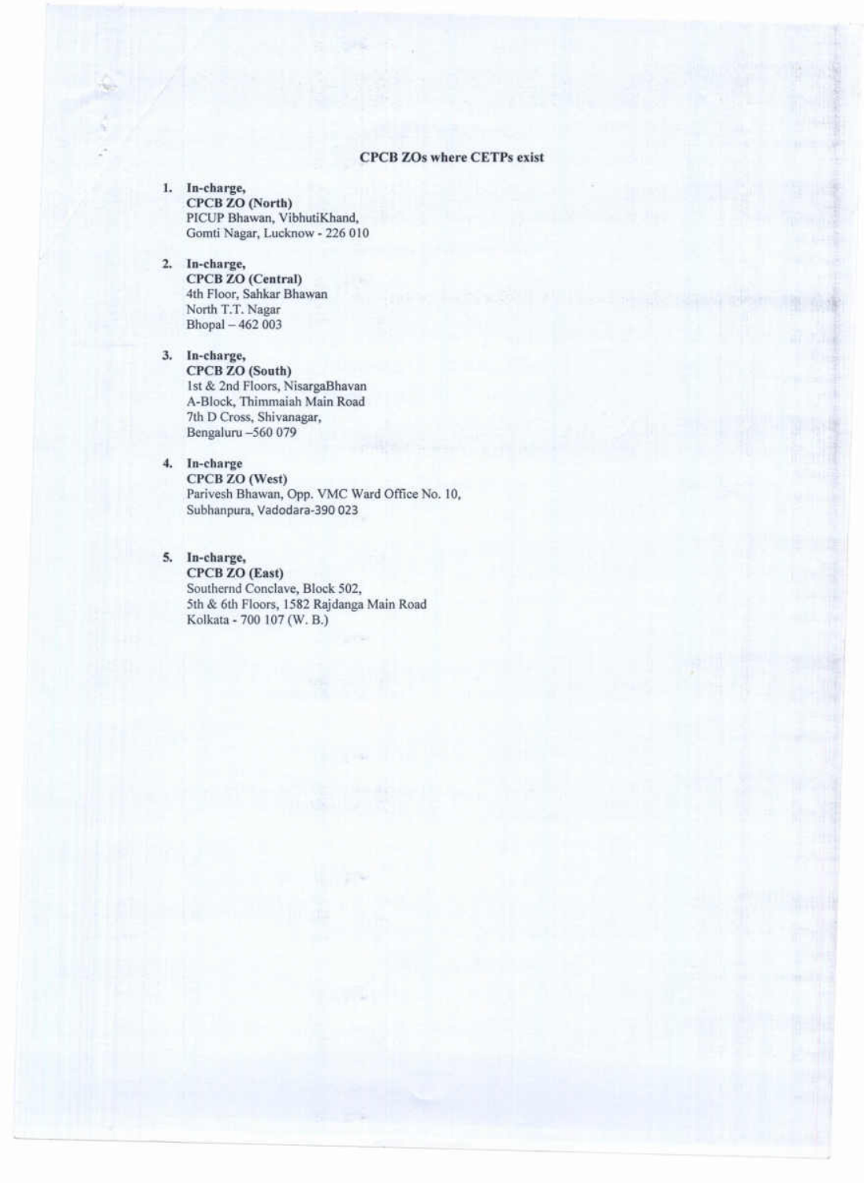**CPCB ZOs where CETPs exist**

1. **In-charge,**
   **CPCB ZO (North)**
   PICUP Bhawan, VibhutiKhand,
   Gomti Nagar, Lucknow - 226 010

2. **In-charge,**
   **CPCB ZO (Central)**
   4th Floor, Sahkar Bhawan
   North T.T. Nagar
   Bhopal – 462 003

3. **In-charge,**
   **CPCB ZO (South)**
   1st & 2nd Floors, NisargaBhavan
   A-Block, Thimmaiah Main Road
   7th D Cross, Shivanagar,
   Bengaluru –560 079

4. **In-charge**
   **CPCB ZO (West)**
   Parivesh Bhawan, Opp. VMC Ward Office No. 10,
   Subhanpura, Vadodara-390 023

5. **In-charge,**
   **CPCB ZO (East)**
   Southernd Conclave, Block 502,
   5th & 6th Floors, 1582 Rajdanga Main Road
   Kolkata - 700 107 (W. B.)